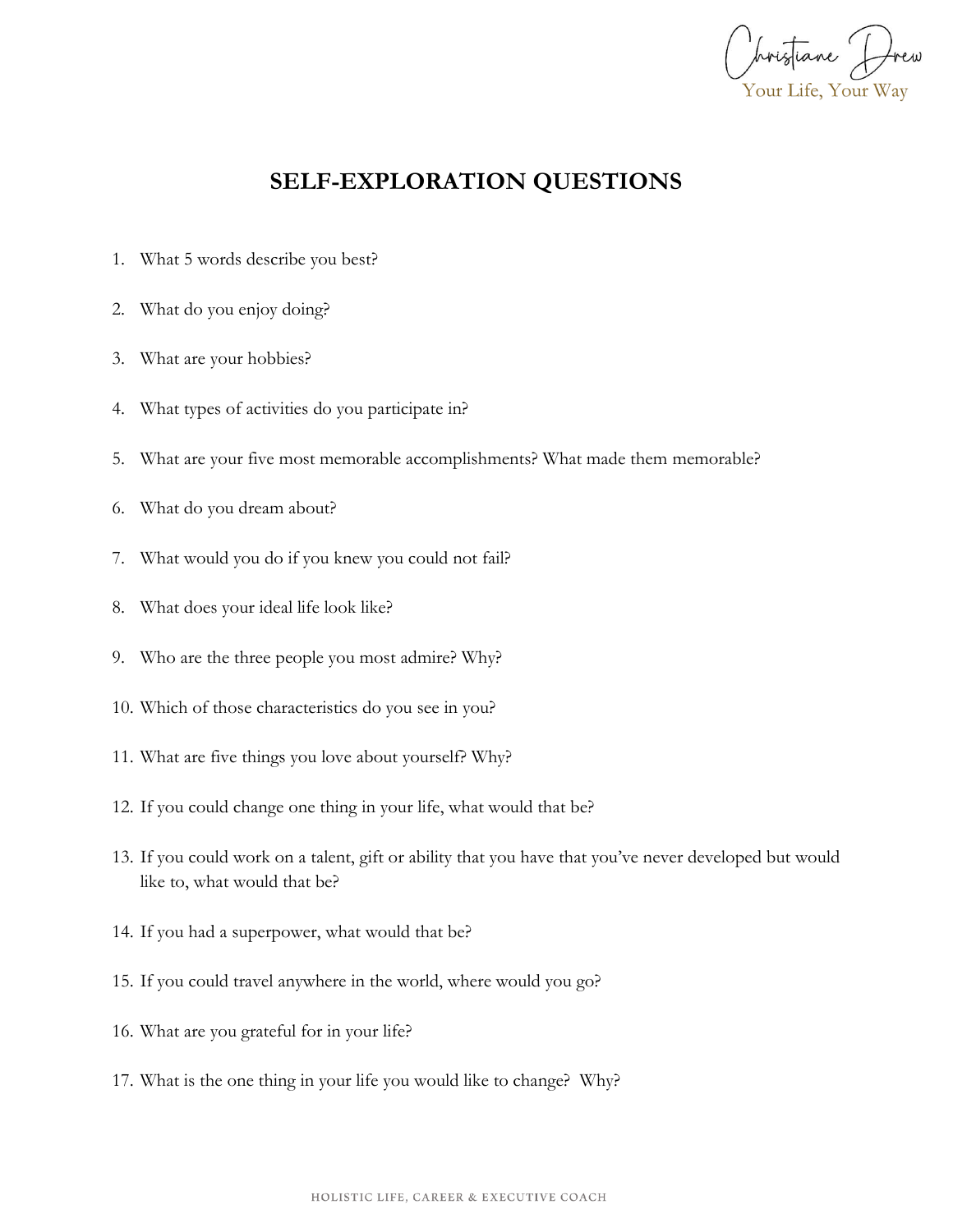# SELF-EXPLORATION QUESTIONS

1. What 5 words describe you best?
2. What do you enjoy doing?
3. What are your hobbies?
4. What types of activities do you participate in?
5. What are your five most memorable accomplishments? What made them memorable?
6. What do you dream about?
7. What would you do if you knew you could not fail?
8. What does your ideal life look like?
9. Who are the three people you most admire? Why?
10. Which of those characteristics do you see in you?
11. What are five things you love about yourself? Why?
12. If you could change one thing in your life, what would that be?
13. If you could work on a talent, gift or ability that you have that you've never developed but would like to, what would that be?
14. If you had a superpower, what would that be?
15. If you could travel anywhere in the world, where would you go?
16. What are you grateful for in your life?
17. What is the one thing in your life you would like to change? Why?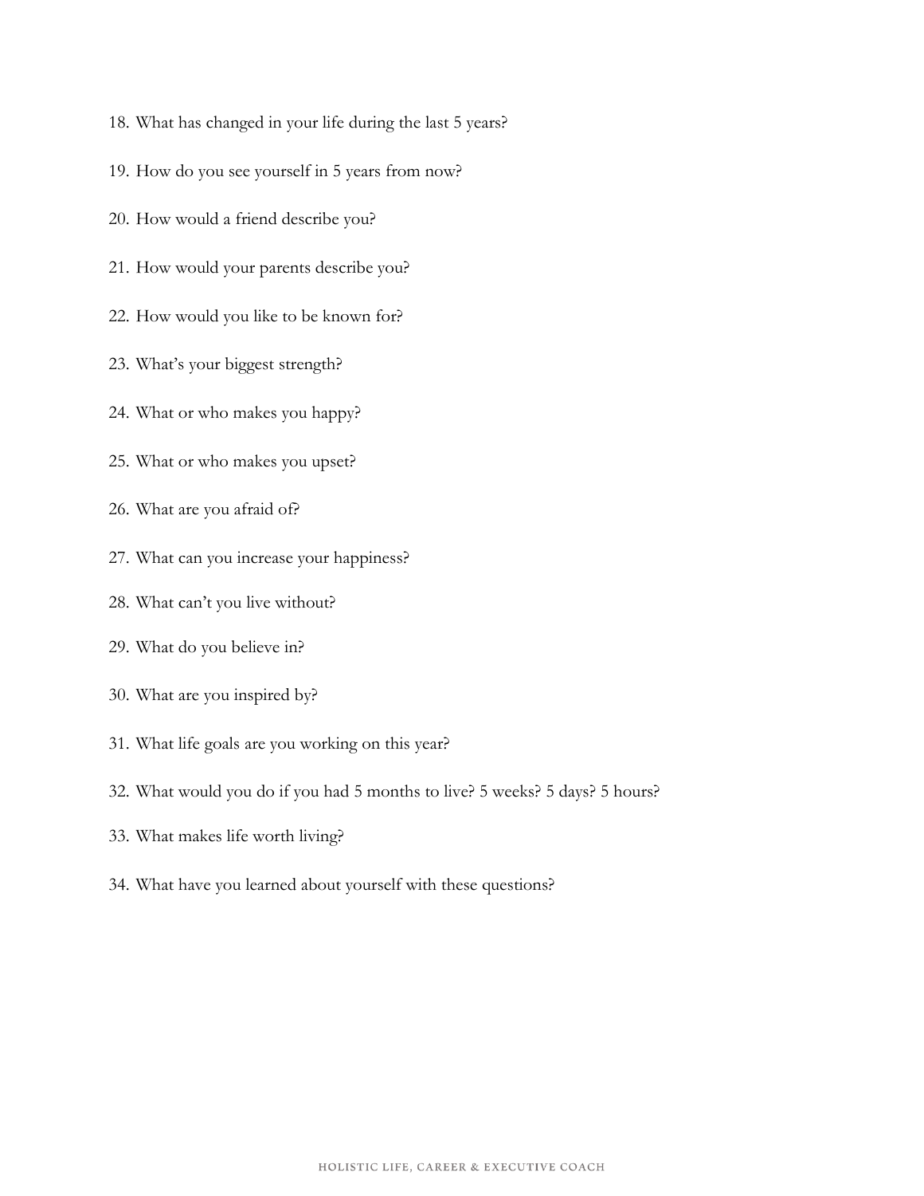18. What has changed in your life during the last 5 years?
19. How do you see yourself in 5 years from now?
20. How would a friend describe you?
21. How would your parents describe you?
22. How would you like to be known for?
23. What's your biggest strength?
24. What or who makes you happy?
25. What or who makes you upset?
26. What are you afraid of?
27. What can you increase your happiness?
28. What can't you live without?
29. What do you believe in?
30. What are you inspired by?
31. What life goals are you working on this year?
32. What would you do if you had 5 months to live? 5 weeks? 5 days? 5 hours?
33. What makes life worth living?
34. What have you learned about yourself with these questions?